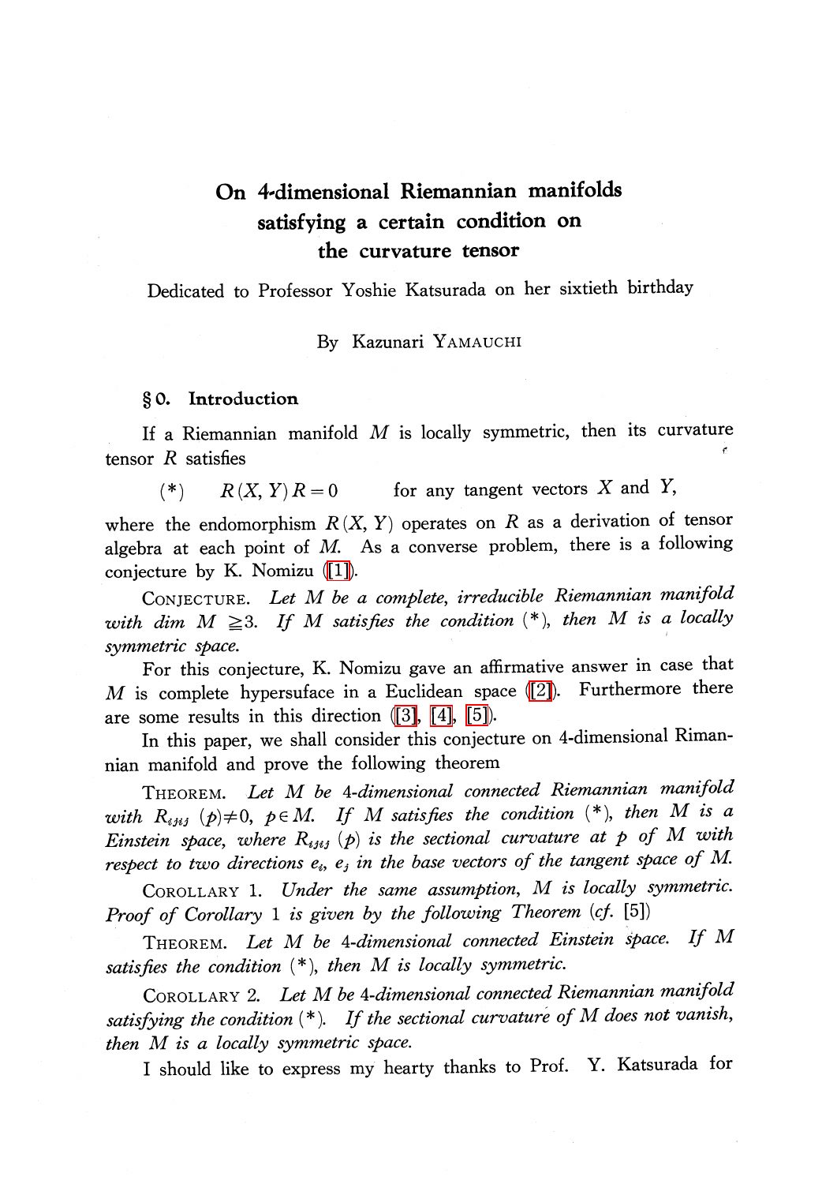# On 4-dimensional Riemannian manifolds satisfying a certain condition on the curvature tensor

Dedicated to Professor Yoshie Katsurada on her sixtieth birthday

By Kazunari YAMAUCHI

## § 0. Introduction

If a Riemannian manifold $M$ is locally symmetric, then its curvature tensor $R$ satisfies

$$(*) \qquad R(X, Y)R = 0 \qquad \text{for any tangent vectors } X \text{ and } Y,$$

where the endomorphism $R(X, Y)$ operates on $R$ as a derivation of tensor algebra at each point of $M$. As a converse problem, there is a following conjecture by K. Nomizu ([1]).

CONJECTURE. *Let $M$ be a complete, irreducible Riemannian manifold with dim $M \geqq 3$. If $M$ satisfies the condition $(*)$, then $M$ is a locally symmetric space.*

For this conjecture, K. Nomizu gave an affirmative answer in case that $M$ is complete hypersuface in a Euclidean space ([2]). Furthermore there are some results in this direction ([3], [4], [5]).

In this paper, we shall consider this conjecture on 4-dimensional Rimannian manifold and prove the following theorem

THEOREM. *Let $M$ be 4-dimensional connected Riemannian manifold with $R_{ijij}(p) \neq 0$, $p \in M$. If $M$ satisfies the condition $(*)$, then $M$ is a Einstein space, where $R_{ijij}(p)$ is the sectional curvature at $p$ of $M$ with respect to two directions $e_i$, $e_j$ in the base vectors of the tangent space of $M$.*

COROLLARY 1. *Under the same assumption, $M$ is locally symmetric. Proof of Corollary 1 is given by the following Theorem (cf. [5])*

THEOREM. *Let $M$ be 4-dimensional connected Einstein space. If $M$ satisfies the condition $(*)$, then $M$ is locally symmetric.*

COROLLARY 2. *Let $M$ be 4-dimensional connected Riemannian manifold satisfying the condition $(*)$. If the sectional curvature of $M$ does not vanish, then $M$ is a locally symmetric space.*

I should like to express my hearty thanks to Prof. Y. Katsurada for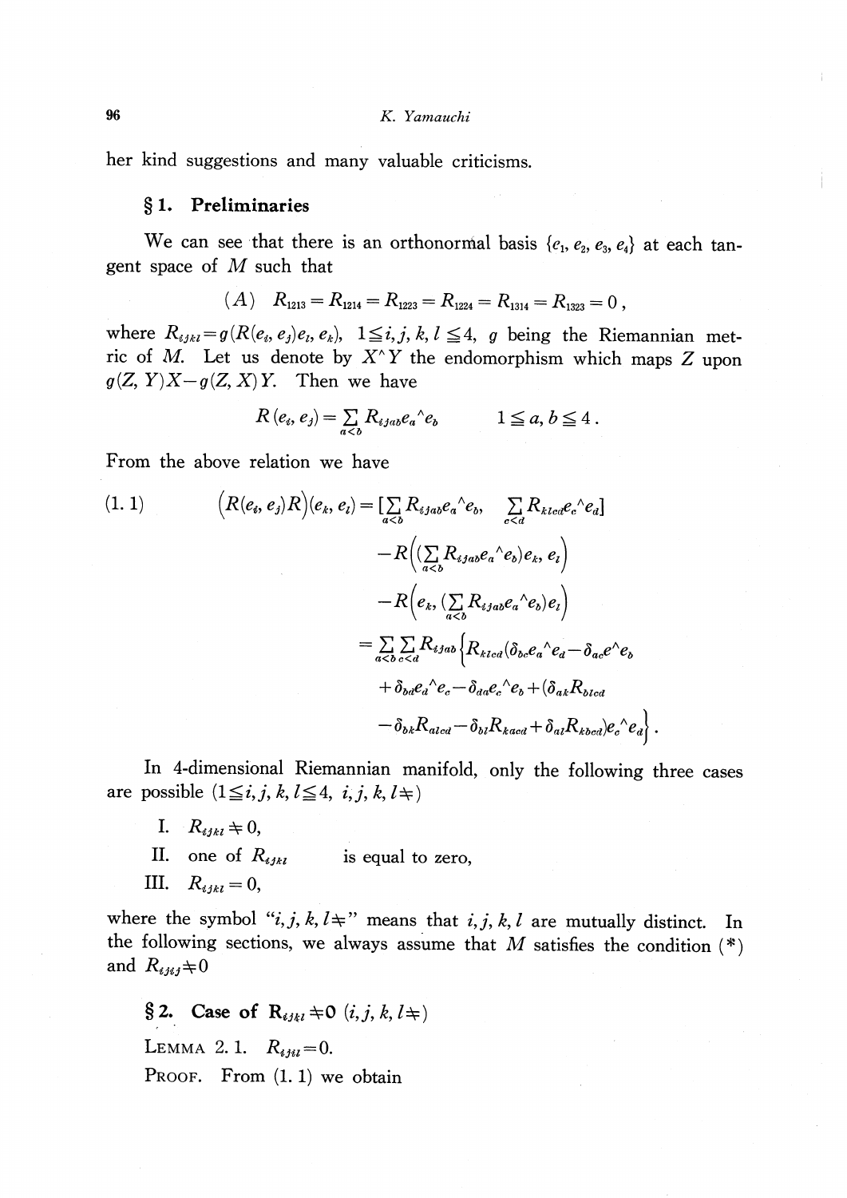her kind suggestions and many valuable criticisms.

## § 1. Preliminaries

We can see that there is an orthonormal basis $\{e_1, e_2, e_3, e_4\}$ at each tangent space of $M$ such that

$$(A) \quad R_{1213} = R_{1214} = R_{1223} = R_{1224} = R_{1314} = R_{1323} = 0\,,$$

where $R_{ijkl} = g(R(e_i, e_j)e_l, e_k)$, $1 \leqq i, j, k, l \leqq 4$, $g$ being the Riemannian metric of $M$. Let us denote by $X^\wedge Y$ the endomorphism which maps $Z$ upon $g(Z, Y)X - g(Z, X)Y$. Then we have

$$R(e_i, e_j) = \sum_{a<b} R_{ijab} e_a{}^\wedge e_b \qquad 1 \leqq a, b \leqq 4\,.$$

From the above relation we have

$$\begin{aligned}
(1.1) \qquad \big(R(e_i, e_j)R\big)(e_k, e_l) &= [\sum_{a<b} R_{ijab} e_a{}^\wedge e_b, \ \sum_{c<d} R_{klcd} e_c{}^\wedge e_d] \\
&\quad - R\Big((\sum_{a<b} R_{ijab} e_a{}^\wedge e_b)e_k, e_l\Big) \\
&\quad - R\Big(e_k, (\sum_{a<b} R_{ijab} e_a{}^\wedge e_b)e_l\Big) \\
&= \sum_{a<b}\sum_{c<d} R_{ijab}\Big\{R_{klcd}(\delta_{bc} e_a{}^\wedge e_d - \delta_{ac} e^\wedge e_b \\
&\quad + \delta_{bd} e_d{}^\wedge e_c - \delta_{da} e_c{}^\wedge e_b + (\delta_{ak} R_{blcd} \\
&\quad - \delta_{bk} R_{alcd} - \delta_{bl} R_{kacd} + \delta_{al} R_{kbcd}) e_c{}^\wedge e_d\Big\}\,.
\end{aligned}$$

In 4-dimensional Riemannian manifold, only the following three cases are possible $(1 \leqq i, j, k, l \leqq 4,\ i, j, k, l \neq)$

I. $R_{ijkl} \neq 0$,

II. one of $R_{ijkl}$ is equal to zero,

III. $R_{ijkl} = 0$,

where the symbol "$i, j, k, l \neq$" means that $i, j, k, l$ are mutually distinct. In the following sections, we always assume that $M$ satisfies the condition (*) and $R_{ijij} \neq 0$

## § 2. Case of $\mathbf{R}_{ijkl} \neq 0$ $(i, j, k, l \neq)$

LEMMA 2.1. $R_{ijil} = 0$.

PROOF. From (1.1) we obtain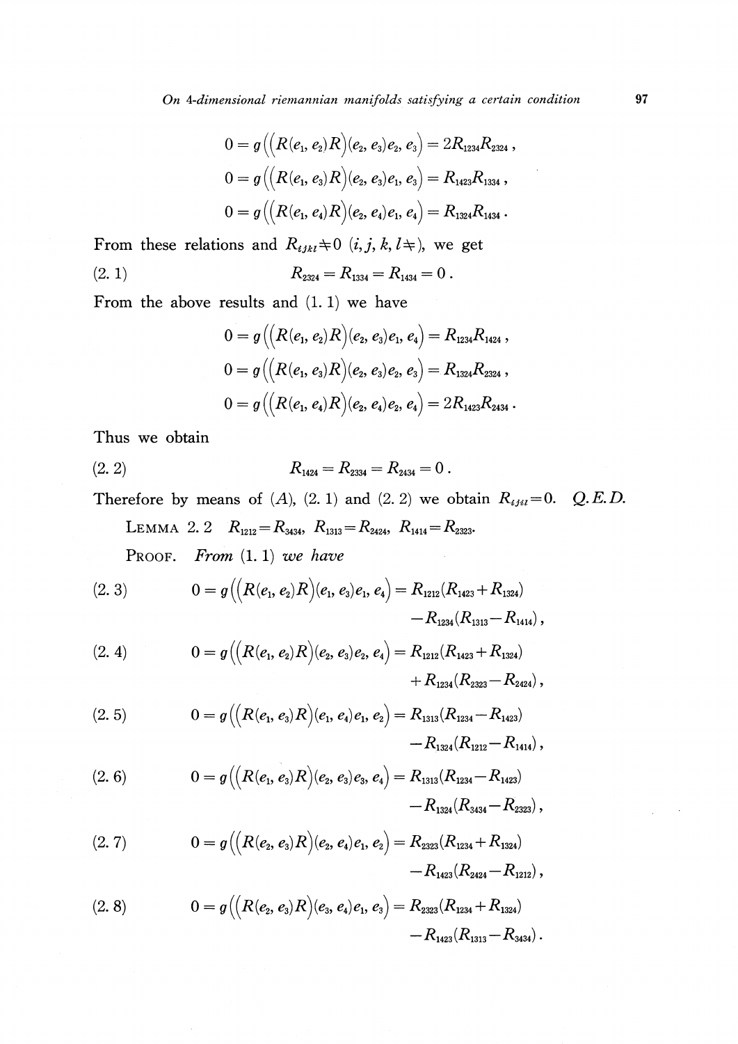$$0 = g\Big(\big(R(e_1, e_2)R\big)(e_2, e_3)e_2, e_3\Big) = 2R_{1234}R_{2324}\,,$$

$$0 = g\Big(\big(R(e_1, e_3)R\big)(e_2, e_3)e_1, e_3\Big) = R_{1423}R_{1334}\,,$$

$$0 = g\Big(\big(R(e_1, e_4)R\big)(e_2, e_4)e_1, e_4\Big) = R_{1324}R_{1434}\,.$$

From these relations and $R_{ijkl} \neq 0$ $(i, j, k, l \neq)$, we get

$$R_{2324} = R_{1334} = R_{1434} = 0\,. \tag{2.1}$$

From the above results and (1.1) we have

$$0 = g\Big(\big(R(e_1, e_2)R\big)(e_2, e_3)e_1, e_4\Big) = R_{1234}R_{1424}\,,$$

$$0 = g\Big(\big(R(e_1, e_3)R\big)(e_2, e_3)e_2, e_3\Big) = R_{1324}R_{2324}\,,$$

$$0 = g\Big(\big(R(e_1, e_4)R\big)(e_2, e_4)e_2, e_4\Big) = 2R_{1423}R_{2434}\,.$$

Thus we obtain

$$R_{1424} = R_{2334} = R_{2434} = 0\,. \tag{2.2}$$

Therefore by means of $(A)$, (2.1) and (2.2) we obtain $R_{ijil}=0$. *Q.E.D.*

LEMMA 2.2 $R_{1212}=R_{3434}$, $R_{1313}=R_{2424}$, $R_{1414}=R_{2323}$.

PROOF. *From* (1.1) *we have*

$$0 = g\Big(\big(R(e_1, e_2)R\big)(e_1, e_3)e_1, e_4\Big) = R_{1212}(R_{1423}+R_{1324}) - R_{1234}(R_{1313}-R_{1414})\,, \tag{2.3}$$

$$0 = g\Big(\big(R(e_1, e_2)R\big)(e_2, e_3)e_2, e_4\Big) = R_{1212}(R_{1423}+R_{1324}) + R_{1234}(R_{2323}-R_{2424})\,, \tag{2.4}$$

$$0 = g\Big(\big(R(e_1, e_3)R\big)(e_1, e_4)e_1, e_2\Big) = R_{1313}(R_{1234}-R_{1423}) - R_{1324}(R_{1212}-R_{1414})\,, \tag{2.5}$$

$$0 = g\Big(\big(R(e_1, e_3)R\big)(e_2, e_3)e_3, e_4\Big) = R_{1313}(R_{1234}-R_{1423}) - R_{1324}(R_{3434}-R_{2323})\,, \tag{2.6}$$

$$0 = g\Big(\big(R(e_2, e_3)R\big)(e_2, e_4)e_1, e_2\Big) = R_{2323}(R_{1234}+R_{1324}) - R_{1423}(R_{2424}-R_{1212})\,, \tag{2.7}$$

$$0 = g\Big(\big(R(e_2, e_3)R\big)(e_3, e_4)e_1, e_3\Big) = R_{2323}(R_{1234}+R_{1324}) - R_{1423}(R_{1313}-R_{3434})\,. \tag{2.8}$$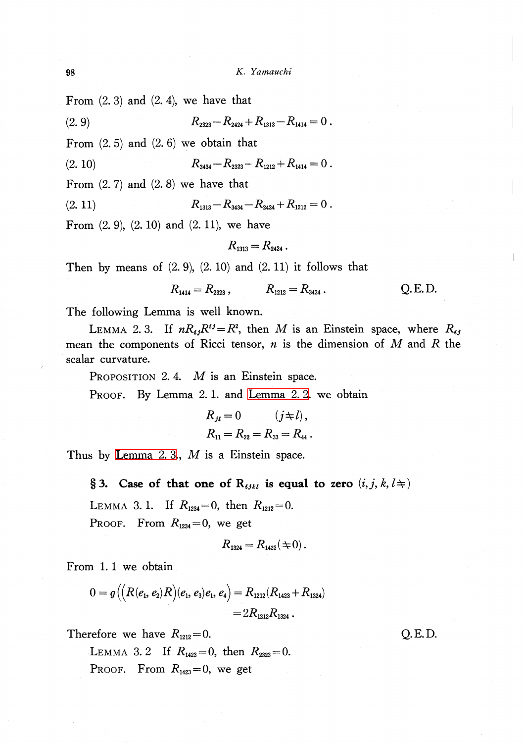From (2. 3) and (2. 4), we have that

$$(2.9) \qquad R_{2323}-R_{2424}+R_{1313}-R_{1414}=0\,.$$

From (2. 5) and (2. 6) we obtain that

$$(2.10) \qquad R_{3434}-R_{2323}-R_{1212}+R_{1414}=0\,.$$

From (2. 7) and (2. 8) we have that

$$(2.11) \qquad R_{1313}-R_{3434}-R_{2424}+R_{1212}=0\,.$$

From (2. 9), (2. 10) and (2. 11), we have

$$R_{1313}=R_{2424}\,.$$

Then by means of (2. 9), (2. 10) and (2. 11) it follows that

$$R_{1414}=R_{2323}\,, \qquad R_{1212}=R_{3434}\,.$$

Q. E. D.

The following Lemma is well known.

LEMMA 2. 3. If $nR_{ij}R^{ij}=R^2$, then $M$ is an Einstein space, where $R_{ij}$ mean the components of Ricci tensor, $n$ is the dimension of $M$ and $R$ the scalar curvature.

PROPOSITION 2. 4. $M$ is an Einstein space.

PROOF. By Lemma 2. 1. and Lemma 2. 2. we obtain

$$R_{jl}=0 \qquad (j\neq l)\,,$$

$$R_{11}=R_{22}=R_{33}=R_{44}\,.$$

Thus by Lemma 2. 3., $M$ is a Einstein space.

## § 3. Case of that one of $R_{ijkl}$ is equal to zero $(i, j, k, l \neq)$

LEMMA 3. 1. If $R_{1234}=0$, then $R_{1212}=0$.

PROOF. From $R_{1234}=0$, we get

$$R_{1324}=R_{1423}(\neq 0)\,.$$

From 1. 1 we obtain

$$0=g\Big(\big(R(e_1, e_2)R\big)(e_1, e_3)e_1, e_4\Big)=R_{1212}(R_{1423}+R_{1324})$$
$$=2R_{1212}R_{1324}\,.$$

Therefore we have $R_{1212}=0$.

Q. E. D.

LEMMA 3. 2 If $R_{1423}=0$, then $R_{2323}=0$.

PROOF. From $R_{1423}=0$, we get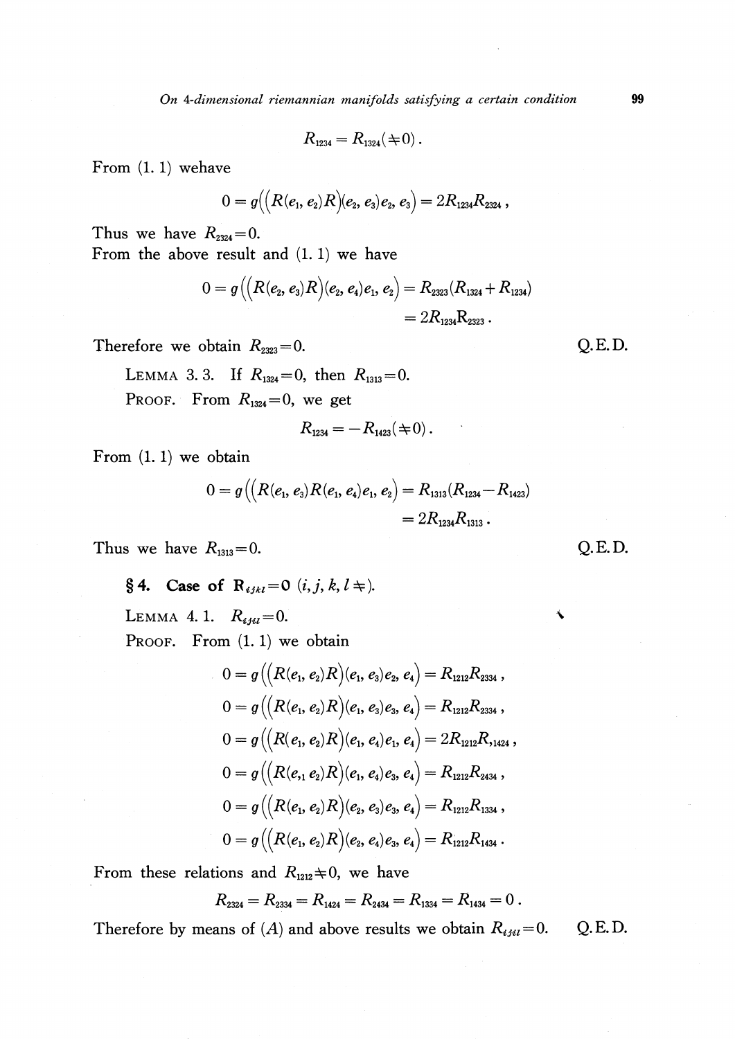$$R_{1234} = R_{1324} (\neq 0) .$$

From (1. 1) wehave

$$0 = g\Big(\big(R(e_1, e_2)R\big)(e_2, e_3)e_2, e_3\Big) = 2R_{1234}R_{2324} ,$$

Thus we have $R_{2324} = 0$.
From the above result and (1. 1) we have

$$0 = g\Big(\big(R(e_2, e_3)R\big)(e_2, e_4)e_1, e_2\Big) = R_{2323}(R_{1324} + R_{1234}) \\ = 2R_{1234}R_{2323} .$$

Therefore we obtain $R_{2323} = 0$. Q.E.D.

LEMMA 3. 3. If $R_{1324} = 0$, then $R_{1313} = 0$.

PROOF. From $R_{1324} = 0$, we get

$$R_{1234} = -R_{1423} (\neq 0) .$$

From (1. 1) we obtain

$$0 = g\Big(\big(R(e_1, e_3)R(e_1, e_4)e_1, e_2\Big) = R_{1313}(R_{1234} - R_{1423}) \\ = 2R_{1234}R_{1313} .$$

Thus we have $R_{1313} = 0$. Q.E.D.

## § 4. Case of $R_{ijkl} = 0$ ($i, j, k, l \neq$).

LEMMA 4. 1. $R_{ijil} = 0$.

PROOF. From (1. 1) we obtain

$$0 = g\Big(\big(R(e_1, e_2)R\big)(e_1, e_3)e_2, e_4\Big) = R_{1212}R_{2334} ,$$

$$0 = g\Big(\big(R(e_1, e_2)R\big)(e_1, e_3)e_3, e_4\Big) = R_{1212}R_{2334} ,$$

$$0 = g\Big(\big(R(e_1, e_2)R\big)(e_1, e_4)e_1, e_4\Big) = 2R_{1212}R_{,1424} ,$$

$$0 = g\Big(\big(R(e_{,1}\ e_2)R\big)(e_1, e_4)e_3, e_4\Big) = R_{1212}R_{2434} ,$$

$$0 = g\Big(\big(R(e_1, e_2)R\big)(e_2, e_3)e_3, e_4\Big) = R_{1212}R_{1334} ,$$

$$0 = g\Big(\big(R(e_1, e_2)R\big)(e_2, e_4)e_3, e_4\Big) = R_{1212}R_{1434} .$$

From these relations and $R_{1212} \neq 0$, we have

$$R_{2324} = R_{2334} = R_{1424} = R_{2434} = R_{1334} = R_{1434} = 0 .$$

Therefore by means of $(A)$ and above results we obtain $R_{ijil} = 0$. Q.E.D.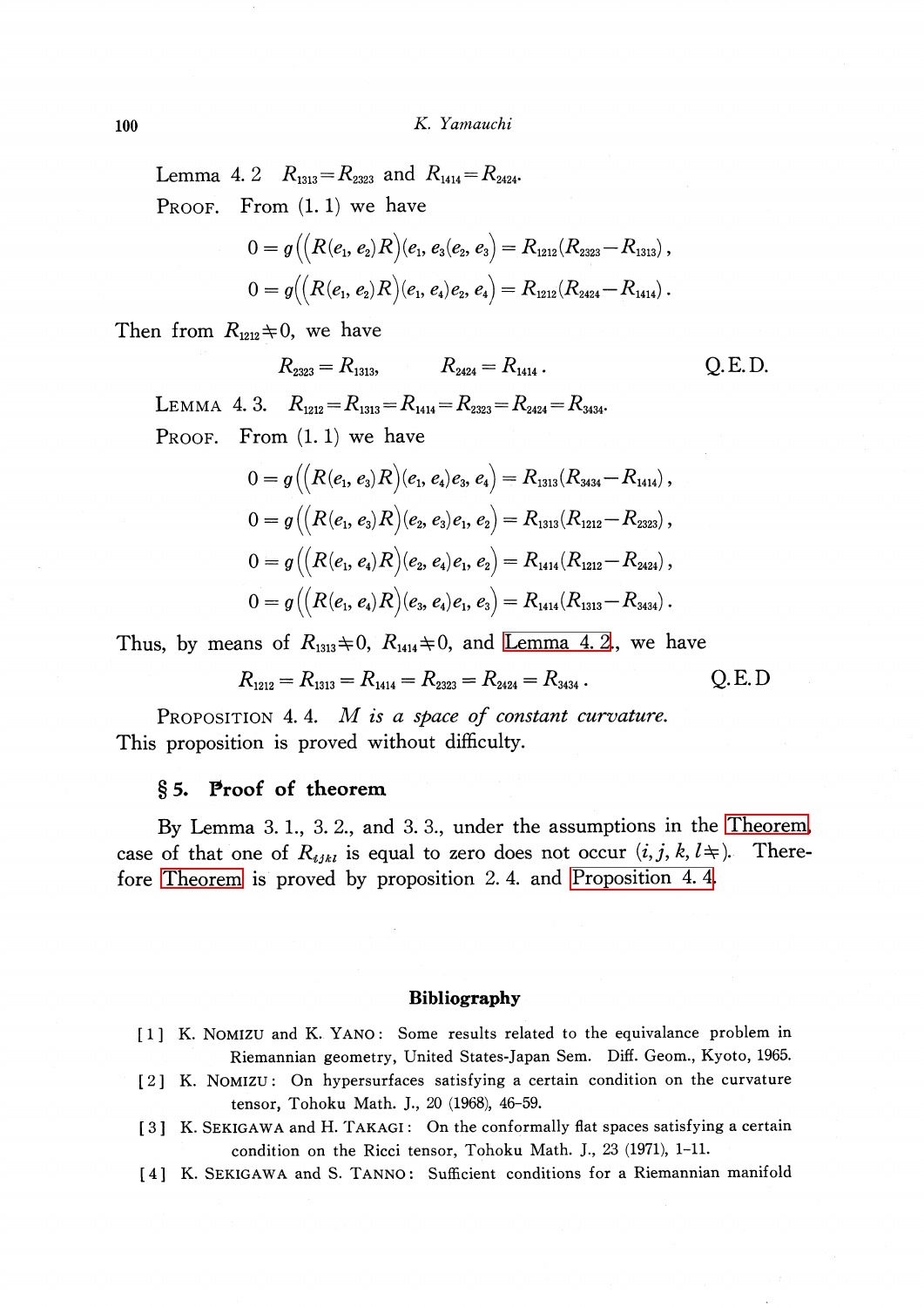LEMMA 4.2 $R_{1313}=R_{2323}$ and $R_{1414}=R_{2424}$.

PROOF. From (1.1) we have

$$0=g\Big(\big(R(e_1, e_2)R\big)(e_1, e_3(e_2, e_3)\Big)=R_{1212}(R_{2323}-R_{1313}),$$

$$0=g\Big(\big(R(e_1, e_2)R\big)(e_1, e_4)e_2, e_4\Big)=R_{1212}(R_{2424}-R_{1414}).$$

Then from $R_{1212}\neq 0$, we have

$$R_{2323}=R_{1313}, \qquad R_{2424}=R_{1414}. \qquad \text{Q.E.D.}$$

LEMMA 4.3. $R_{1212}=R_{1313}=R_{1414}=R_{2323}=R_{2424}=R_{3434}$.

PROOF. From (1.1) we have

$$0=g\Big(\big(R(e_1, e_3)R\big)(e_1, e_4)e_3, e_4\Big)=R_{1313}(R_{3434}-R_{1414}),$$

$$0=g\Big(\big(R(e_1, e_3)R\big)(e_2, e_3)e_1, e_2\Big)=R_{1313}(R_{1212}-R_{2323}),$$

$$0=g\Big(\big(R(e_1, e_4)R\big)(e_2, e_4)e_1, e_2\Big)=R_{1414}(R_{1212}-R_{2424}),$$

$$0=g\Big(\big(R(e_1, e_4)R\big)(e_3, e_4)e_1, e_3\Big)=R_{1414}(R_{1313}-R_{3434}).$$

Thus, by means of $R_{1313}\neq 0$, $R_{1414}\neq 0$, and Lemma 4.2., we have

$$R_{1212}=R_{1313}=R_{1414}=R_{2323}=R_{2424}=R_{3434}. \qquad \text{Q.E.D}$$

PROPOSITION 4.4. *M is a space of constant curvature.*
This proposition is proved without difficulty.

## § 5. Proof of theorem

By Lemma 3.1., 3.2., and 3.3., under the assumptions in the Theorem, case of that one of $R_{ijkl}$ is equal to zero does not occur $(i, j, k, l\neq)$. Therefore Theorem is proved by proposition 2.4. and Proposition 4.4.

### Bibliography

[1] K. NOMIZU and K. YANO: Some results related to the equivalance problem in Riemannian geometry, United States-Japan Sem. Diff. Geom., Kyoto, 1965.

[2] K. NOMIZU: On hypersurfaces satisfying a certain condition on the curvature tensor, Tohoku Math. J., 20 (1968), 46–59.

[3] K. SEKIGAWA and H. TAKAGI: On the conformally flat spaces satisfying a certain condition on the Ricci tensor, Tohoku Math. J., 23 (1971), 1–11.

[4] K. SEKIGAWA and S. TANNO: Sufficient conditions for a Riemannian manifold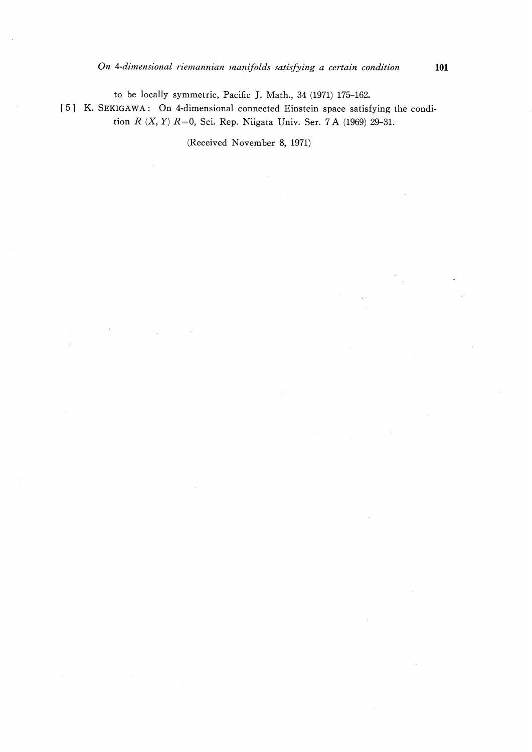to be locally symmetric, Pacific J. Math., 34 (1971) 175–162.

[5] K. SEKIGAWA: On 4-dimensional connected Einstein space satisfying the condition $R(X, Y)R=0$, Sci. Rep. Niigata Univ. Ser. 7 A (1969) 29–31.

(Received November 8, 1971)